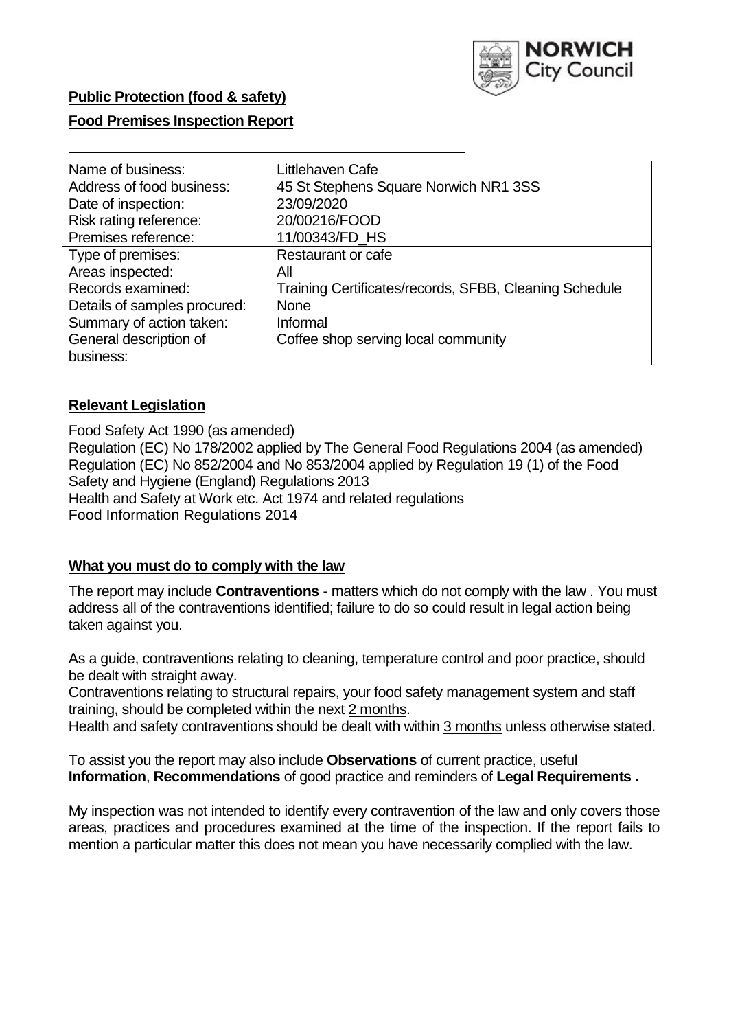**Public Protection (food & safety)**

**Food Premises Inspection Report**

| | |
|---|---|
| Name of business: | Littlehaven Cafe |
| Address of food business: | 45 St Stephens Square Norwich NR1 3SS |
| Date of inspection: | 23/09/2020 |
| Risk rating reference: | 20/00216/FOOD |
| Premises reference: | 11/00343/FD_HS |
| Type of premises: | Restaurant or cafe |
| Areas inspected: | All |
| Records examined: | Training Certificates/records, SFBB, Cleaning Schedule |
| Details of samples procured: | None |
| Summary of action taken: | Informal |
| General description of business: | Coffee shop serving local community |

## Relevant Legislation

Food Safety Act 1990 (as amended)
Regulation (EC) No 178/2002 applied by The General Food Regulations 2004 (as amended)
Regulation (EC) No 852/2004 and No 853/2004 applied by Regulation 19 (1) of the Food Safety and Hygiene (England) Regulations 2013
Health and Safety at Work etc. Act 1974 and related regulations
Food Information Regulations 2014

## What you must do to comply with the law

The report may include **Contraventions** - matters which do not comply with the law . You must address all of the contraventions identified; failure to do so could result in legal action being taken against you.

As a guide, contraventions relating to cleaning, temperature control and poor practice, should be dealt with straight away.
Contraventions relating to structural repairs, your food safety management system and staff training, should be completed within the next 2 months.
Health and safety contraventions should be dealt with within 3 months unless otherwise stated.

To assist you the report may also include **Observations** of current practice, useful **Information**, **Recommendations** of good practice and reminders of **Legal Requirements .**

My inspection was not intended to identify every contravention of the law and only covers those areas, practices and procedures examined at the time of the inspection. If the report fails to mention a particular matter this does not mean you have necessarily complied with the law.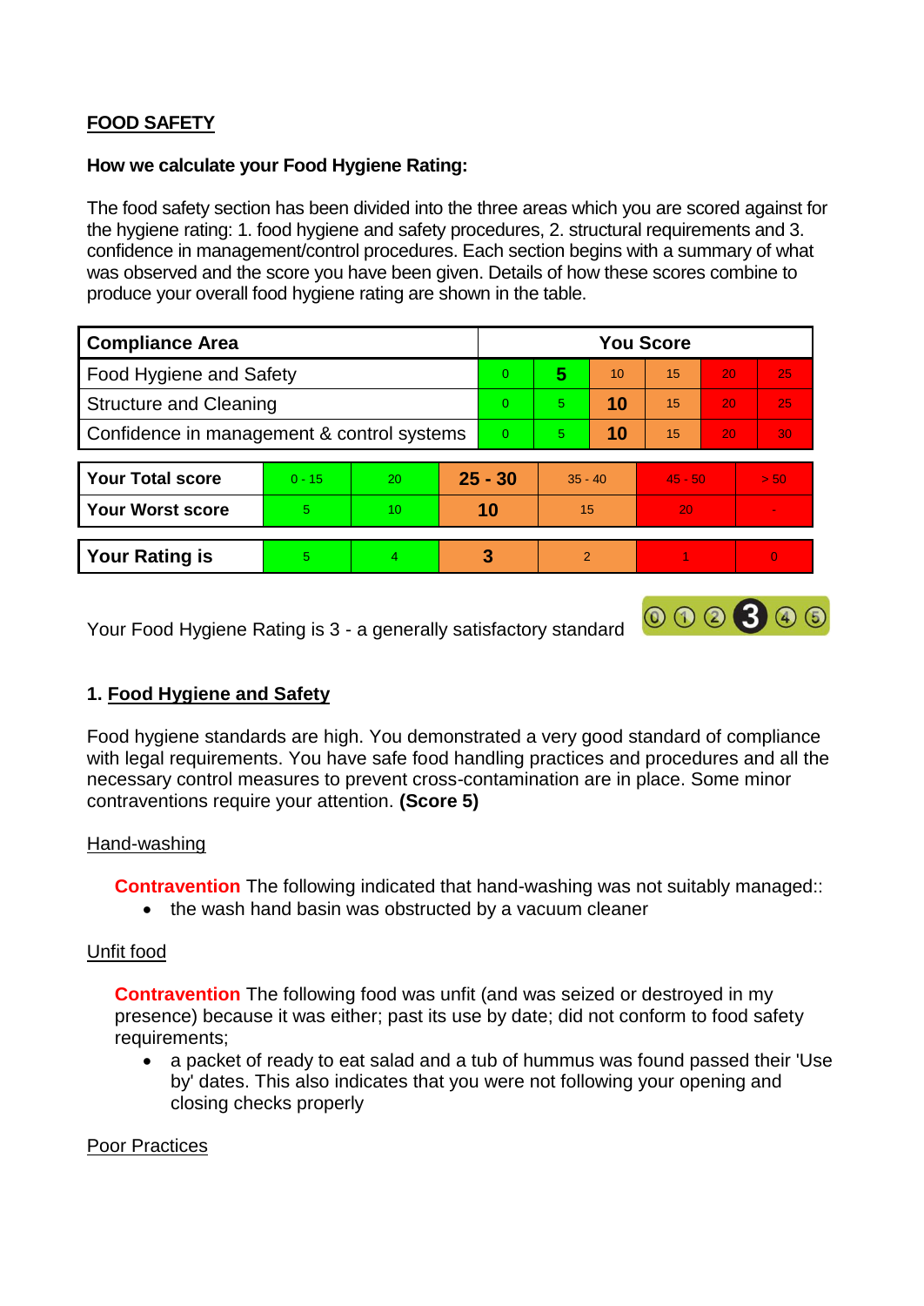## FOOD SAFETY

**How we calculate your Food Hygiene Rating:**

The food safety section has been divided into the three areas which you are scored against for the hygiene rating: 1. food hygiene and safety procedures, 2. structural requirements and 3. confidence in management/control procedures. Each section begins with a summary of what was observed and the score you have been given. Details of how these scores combine to produce your overall food hygiene rating are shown in the table.

| Compliance Area | You Score | | | | | |
|---|---|---|---|---|---|---|
| Food Hygiene and Safety | 0 | **5** | 10 | 15 | 20 | 25 |
| Structure and Cleaning | 0 | 5 | **10** | 15 | 20 | 25 |
| Confidence in management & control systems | 0 | 5 | **10** | 15 | 20 | 30 |

| | | | | | | |
|---|---|---|---|---|---|---|
| **Your Total score** | 0 - 15 | 20 | **25 - 30** | 35 - 40 | 45 - 50 | > 50 |
| **Your Worst score** | 5 | 10 | **10** | 15 | 20 | - |

| | | | | | | |
|---|---|---|---|---|---|---|
| **Your Rating is** | 5 | 4 | **3** | 2 | 1 | 0 |

Your Food Hygiene Rating is 3 - a generally satisfactory standard

### 1. Food Hygiene and Safety

Food hygiene standards are high. You demonstrated a very good standard of compliance with legal requirements. You have safe food handling practices and procedures and all the necessary control measures to prevent cross-contamination are in place. Some minor contraventions require your attention. **(Score 5)**

Hand-washing

**Contravention** The following indicated that hand-washing was not suitably managed::

- the wash hand basin was obstructed by a vacuum cleaner

Unfit food

**Contravention** The following food was unfit (and was seized or destroyed in my presence) because it was either; past its use by date; did not conform to food safety requirements;

- a packet of ready to eat salad and a tub of hummus was found passed their 'Use by' dates. This also indicates that you were not following your opening and closing checks properly

Poor Practices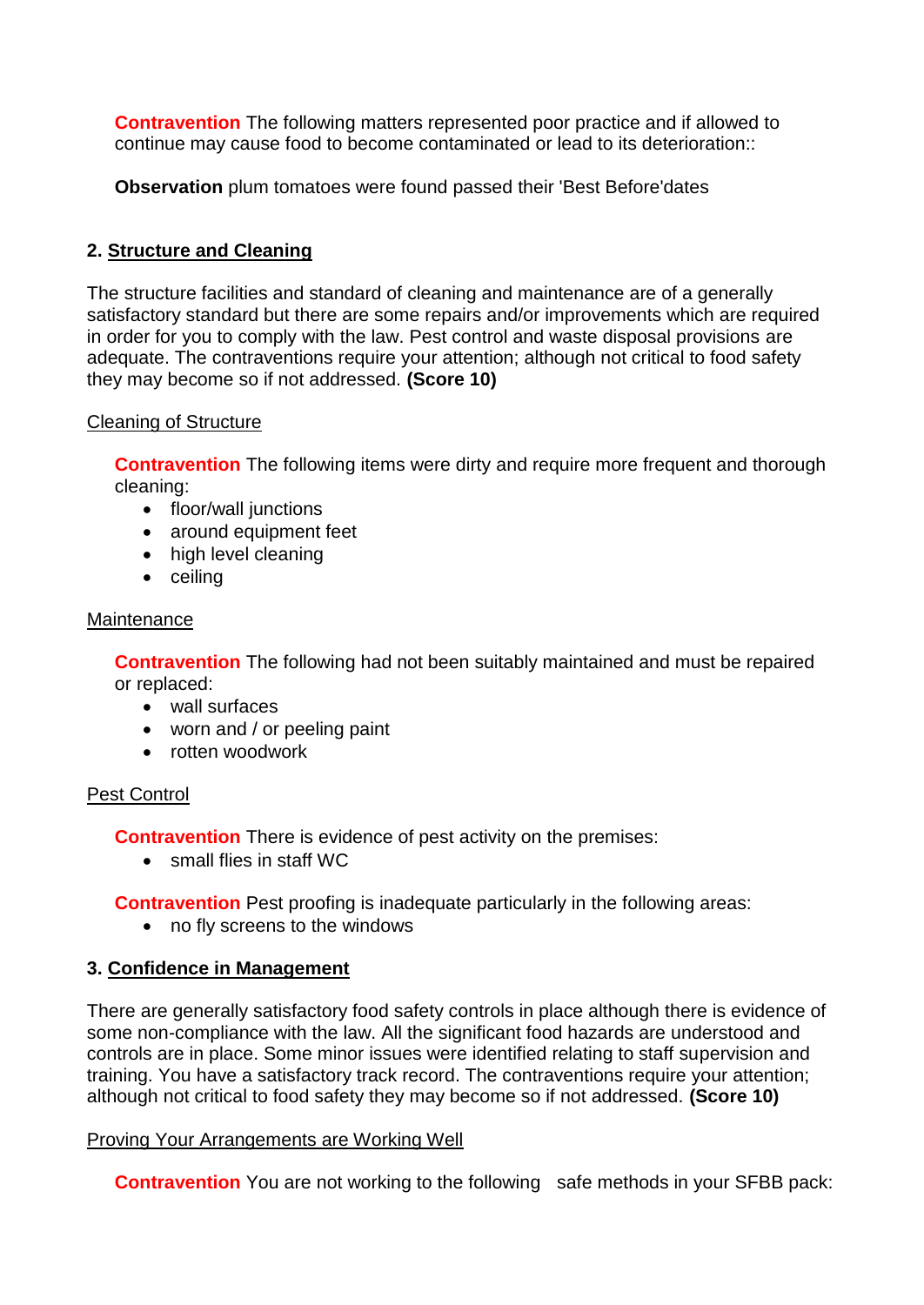**Contravention** The following matters represented poor practice and if allowed to continue may cause food to become contaminated or lead to its deterioration::

**Observation** plum tomatoes were found passed their 'Best Before'dates

## 2. Structure and Cleaning

The structure facilities and standard of cleaning and maintenance are of a generally satisfactory standard but there are some repairs and/or improvements which are required in order for you to comply with the law. Pest control and waste disposal provisions are adequate. The contraventions require your attention; although not critical to food safety they may become so if not addressed. **(Score 10)**

### Cleaning of Structure

**Contravention** The following items were dirty and require more frequent and thorough cleaning:

- floor/wall junctions
- around equipment feet
- high level cleaning
- ceiling

### Maintenance

**Contravention** The following had not been suitably maintained and must be repaired or replaced:

- wall surfaces
- worn and / or peeling paint
- rotten woodwork

### Pest Control

**Contravention** There is evidence of pest activity on the premises:

- small flies in staff WC

**Contravention** Pest proofing is inadequate particularly in the following areas:

- no fly screens to the windows

## 3. Confidence in Management

There are generally satisfactory food safety controls in place although there is evidence of some non-compliance with the law. All the significant food hazards are understood and controls are in place. Some minor issues were identified relating to staff supervision and training. You have a satisfactory track record. The contraventions require your attention; although not critical to food safety they may become so if not addressed. **(Score 10)**

### Proving Your Arrangements are Working Well

**Contravention** You are not working to the following safe methods in your SFBB pack: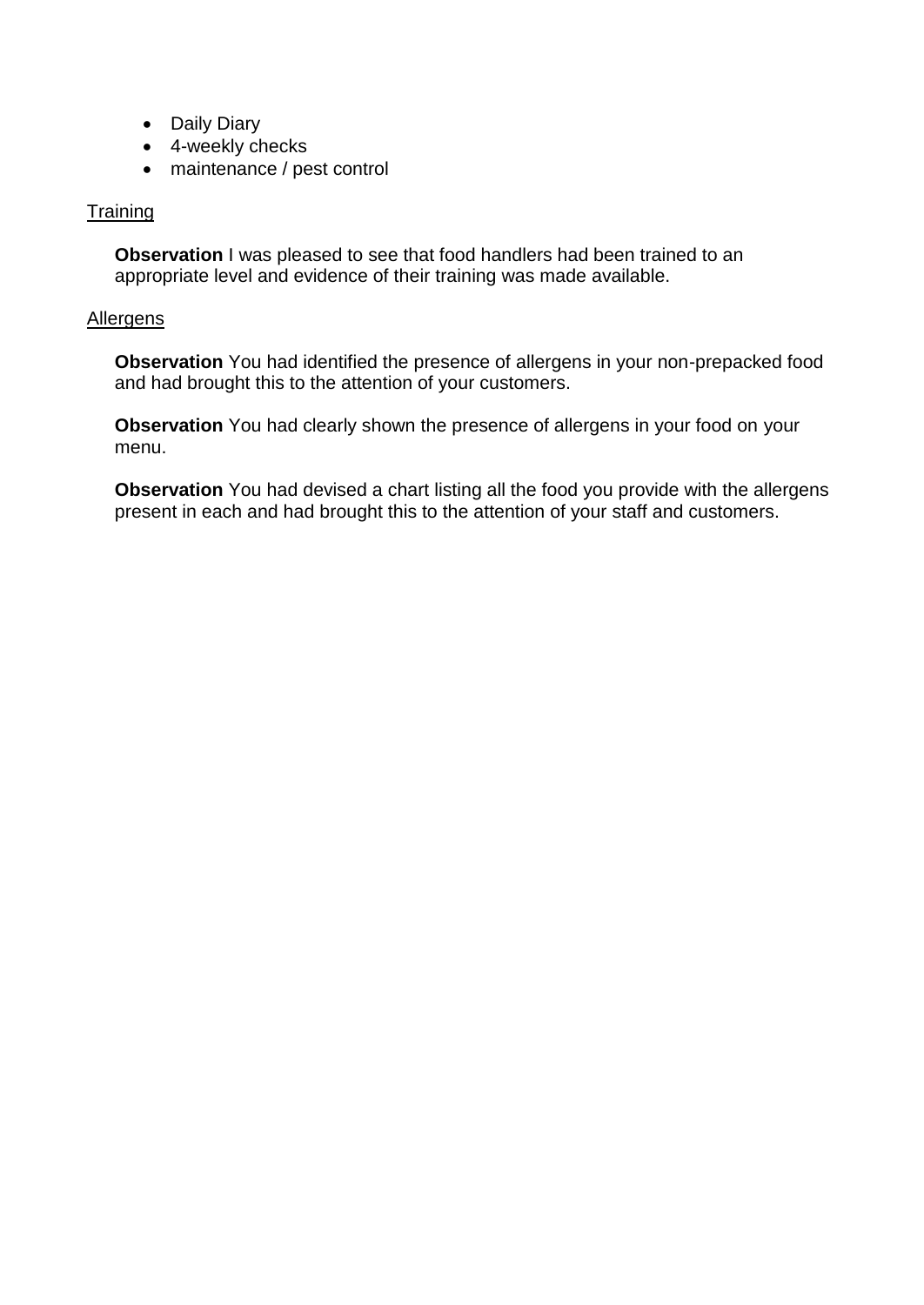- Daily Diary
- 4-weekly checks
- maintenance / pest control

Training

**Observation** I was pleased to see that food handlers had been trained to an appropriate level and evidence of their training was made available.

Allergens

**Observation** You had identified the presence of allergens in your non-prepacked food and had brought this to the attention of your customers.

**Observation** You had clearly shown the presence of allergens in your food on your menu.

**Observation** You had devised a chart listing all the food you provide with the allergens present in each and had brought this to the attention of your staff and customers.